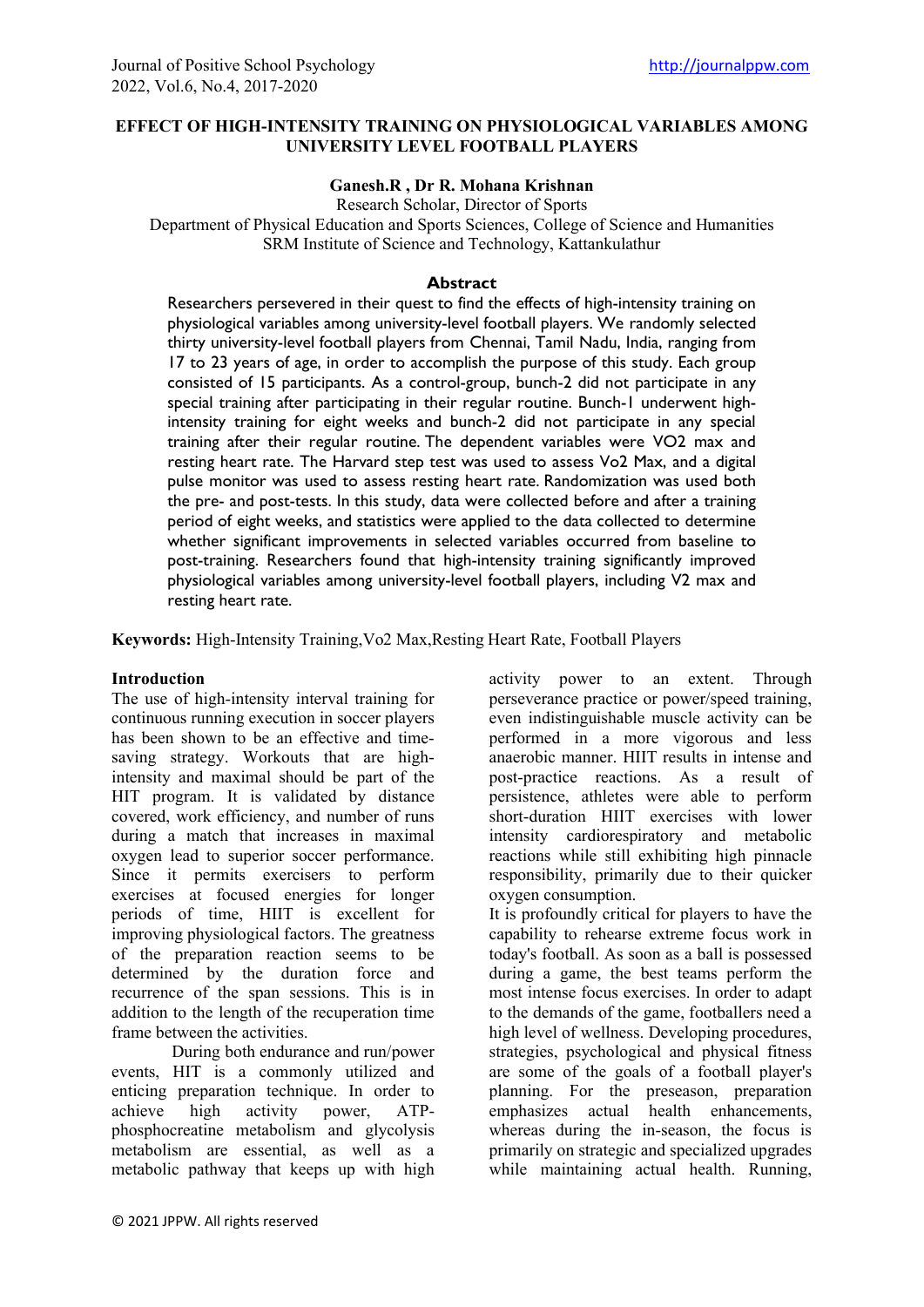# EFFECT OF HIGH-INTENSITY TRAINING ON PHYSIOLOGICAL VARIABLES AMONG UNIVERSITY LEVEL FOOTBALL PLAYERS

**Ganesh.R , Dr R. Mohana Krishnan**

Research Scholar, Director of Sports

Department of Physical Education and Sports Sciences, College of Science and Humanities

SRM Institute of Science and Technology, Kattankulathur

## Abstract

Researchers persevered in their quest to find the effects of high-intensity training on physiological variables among university-level football players. We randomly selected thirty university-level football players from Chennai, Tamil Nadu, India, ranging from 17 to 23 years of age, in order to accomplish the purpose of this study. Each group consisted of 15 participants. As a control-group, bunch-2 did not participate in any special training after participating in their regular routine. Bunch-1 underwent high-intensity training for eight weeks and bunch-2 did not participate in any special training after their regular routine. The dependent variables were VO2 max and resting heart rate. The Harvard step test was used to assess Vo2 Max, and a digital pulse monitor was used to assess resting heart rate. Randomization was used both the pre- and post-tests. In this study, data were collected before and after a training period of eight weeks, and statistics were applied to the data collected to determine whether significant improvements in selected variables occurred from baseline to post-training. Researchers found that high-intensity training significantly improved physiological variables among university-level football players, including V2 max and resting heart rate.

**Keywords:** High-Intensity Training,Vo2 Max,Resting Heart Rate, Football Players

## Introduction

The use of high-intensity interval training for continuous running execution in soccer players has been shown to be an effective and time-saving strategy. Workouts that are high-intensity and maximal should be part of the HIT program. It is validated by distance covered, work efficiency, and number of runs during a match that increases in maximal oxygen lead to superior soccer performance. Since it permits exercisers to perform exercises at focused energies for longer periods of time, HIIT is excellent for improving physiological factors. The greatness of the preparation reaction seems to be determined by the duration force and recurrence of the span sessions. This is in addition to the length of the recuperation time frame between the activities.

During both endurance and run/power events, HIT is a commonly utilized and enticing preparation technique. In order to achieve high activity power, ATP-phosphocreatine metabolism and glycolysis metabolism are essential, as well as a metabolic pathway that keeps up with high activity power to an extent. Through perseverance practice or power/speed training, even indistinguishable muscle activity can be performed in a more vigorous and less anaerobic manner. HIIT results in intense and post-practice reactions. As a result of persistence, athletes were able to perform short-duration HIIT exercises with lower intensity cardiorespiratory and metabolic reactions while still exhibiting high pinnacle responsibility, primarily due to their quicker oxygen consumption.

It is profoundly critical for players to have the capability to rehearse extreme focus work in today's football. As soon as a ball is possessed during a game, the best teams perform the most intense focus exercises. In order to adapt to the demands of the game, footballers need a high level of wellness. Developing procedures, strategies, psychological and physical fitness are some of the goals of a football player's planning. For the preseason, preparation emphasizes actual health enhancements, whereas during the in-season, the focus is primarily on strategic and specialized upgrades while maintaining actual health. Running,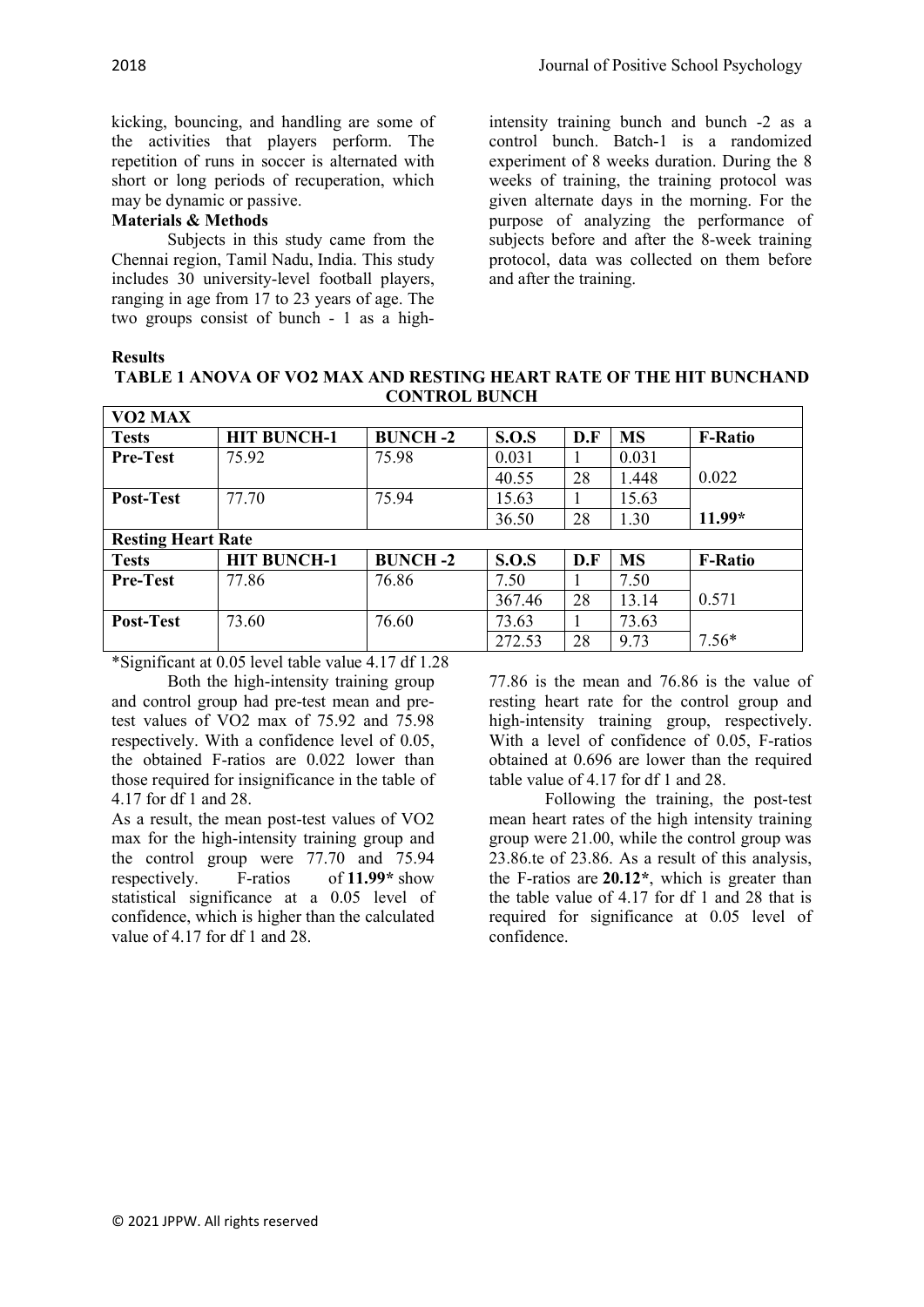kicking, bouncing, and handling are some of the activities that players perform. The repetition of runs in soccer is alternated with short or long periods of recuperation, which may be dynamic or passive.

**Materials & Methods**

Subjects in this study came from the Chennai region, Tamil Nadu, India. This study includes 30 university-level football players, ranging in age from 17 to 23 years of age. The two groups consist of bunch - 1 as a high-intensity training bunch and bunch -2 as a control bunch. Batch-1 is a randomized experiment of 8 weeks duration. During the 8 weeks of training, the training protocol was given alternate days in the morning. For the purpose of analyzing the performance of subjects before and after the 8-week training protocol, data was collected on them before and after the training.

**Results**

**TABLE 1 ANOVA OF VO2 MAX AND RESTING HEART RATE OF THE HIT BUNCHAND CONTROL BUNCH**

| **VO2 MAX** | | | | | | |
|---|---|---|---|---|---|---|
| **Tests** | **HIT BUNCH-1** | **BUNCH -2** | **S.O.S** | **D.F** | **MS** | **F-Ratio** |
| **Pre-Test** | 75.92 | 75.98 | 0.031 | 1 | 0.031 | 0.022 |
| | | | 40.55 | 28 | 1.448 | |
| **Post-Test** | 77.70 | 75.94 | 15.63 | 1 | 15.63 | **11.99*** |
| | | | 36.50 | 28 | 1.30 | |
| **Resting Heart Rate** | | | | | | |
| **Tests** | **HIT BUNCH-1** | **BUNCH -2** | **S.O.S** | **D.F** | **MS** | **F-Ratio** |
| **Pre-Test** | 77.86 | 76.86 | 7.50 | 1 | 7.50 | 0.571 |
| | | | 367.46 | 28 | 13.14 | |
| **Post-Test** | 73.60 | 76.60 | 73.63 | 1 | 73.63 | 7.56* |
| | | | 272.53 | 28 | 9.73 | |

*Significant at 0.05 level table value 4.17 df 1.28

Both the high-intensity training group and control group had pre-test mean and pre-test values of VO2 max of 75.92 and 75.98 respectively. With a confidence level of 0.05, the obtained F-ratios are 0.022 lower than those required for insignificance in the table of 4.17 for df 1 and 28.

As a result, the mean post-test values of VO2 max for the high-intensity training group and the control group were 77.70 and 75.94 respectively. F-ratios of **11.99*** show statistical significance at a 0.05 level of confidence, which is higher than the calculated value of 4.17 for df 1 and 28.

77.86 is the mean and 76.86 is the value of resting heart rate for the control group and high-intensity training group, respectively. With a level of confidence of 0.05, F-ratios obtained at 0.696 are lower than the required table value of 4.17 for df 1 and 28.

Following the training, the post-test mean heart rates of the high intensity training group were 21.00, while the control group was 23.86.te of 23.86. As a result of this analysis, the F-ratios are **20.12***, which is greater than the table value of 4.17 for df 1 and 28 that is required for significance at 0.05 level of confidence.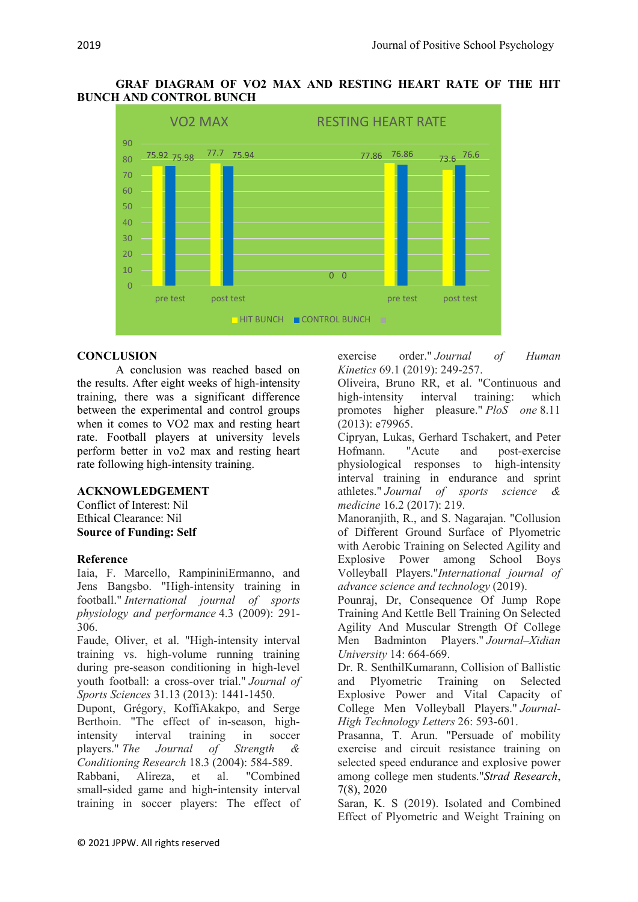**GRAF DIAGRAM OF VO2 MAX AND RESTING HEART RATE OF THE HIT BUNCH AND CONTROL BUNCH**

VO2 MAX | RESTING HEART RATE

| | HIT BUNCH | CONTROL BUNCH |
|---|---|---|
| VO2 MAX pre test | 75.92 | 75.98 |
| VO2 MAX post test | 77.7 | 75.94 |
| Resting heart rate pre test | 77.86 | 76.86 |
| Resting heart rate post test | 73.6 | 76.6 |

## CONCLUSION

A conclusion was reached based on the results. After eight weeks of high-intensity training, there was a significant difference between the experimental and control groups when it comes to VO2 max and resting heart rate. Football players at university levels perform better in vo2 max and resting heart rate following high-intensity training.

## ACKNOWLEDGEMENT

Conflict of Interest: Nil
Ethical Clearance: Nil
**Source of Funding: Self**

## Reference

Iaia, F. Marcello, RampininiErmanno, and Jens Bangsbo. "High-intensity training in football." *International journal of sports physiology and performance* 4.3 (2009): 291-306.

Faude, Oliver, et al. "High-intensity interval training vs. high-volume running training during pre-season conditioning in high-level youth football: a cross-over trial." *Journal of Sports Sciences* 31.13 (2013): 1441-1450.

Dupont, Grégory, KoffiAkakpo, and Serge Berthoin. "The effect of in-season, high-intensity interval training in soccer players." *The Journal of Strength & Conditioning Research* 18.3 (2004): 584-589.

Rabbani, Alireza, et al. "Combined small-sided game and high-intensity interval training in soccer players: The effect of exercise order." *Journal of Human Kinetics* 69.1 (2019): 249-257.

Oliveira, Bruno RR, et al. "Continuous and high-intensity interval training: which promotes higher pleasure." *PloS one* 8.11 (2013): e79965.

Cipryan, Lukas, Gerhard Tschakert, and Peter Hofmann. "Acute and post-exercise physiological responses to high-intensity interval training in endurance and sprint athletes." *Journal of sports science & medicine* 16.2 (2017): 219.

Manoranjith, R., and S. Nagarajan. "Collusion of Different Ground Surface of Plyometric with Aerobic Training on Selected Agility and Explosive Power among School Boys Volleyball Players."*International journal of advance science and technology* (2019).

Pounraj, Dr, Consequence Of Jump Rope Training And Kettle Bell Training On Selected Agility And Muscular Strength Of College Men Badminton Players." *Journal–Xidian University* 14: 664-669.

Dr. R. SenthilKumarann, Collision of Ballistic and Plyometric Training on Selected Explosive Power and Vital Capacity of College Men Volleyball Players." *Journal-High Technology Letters* 26: 593-601.

Prasanna, T. Arun. "Persuade of mobility exercise and circuit resistance training on selected speed endurance and explosive power among college men students."*Strad Research*, 7(8), 2020

Saran, K. S (2019). Isolated and Combined Effect of Plyometric and Weight Training on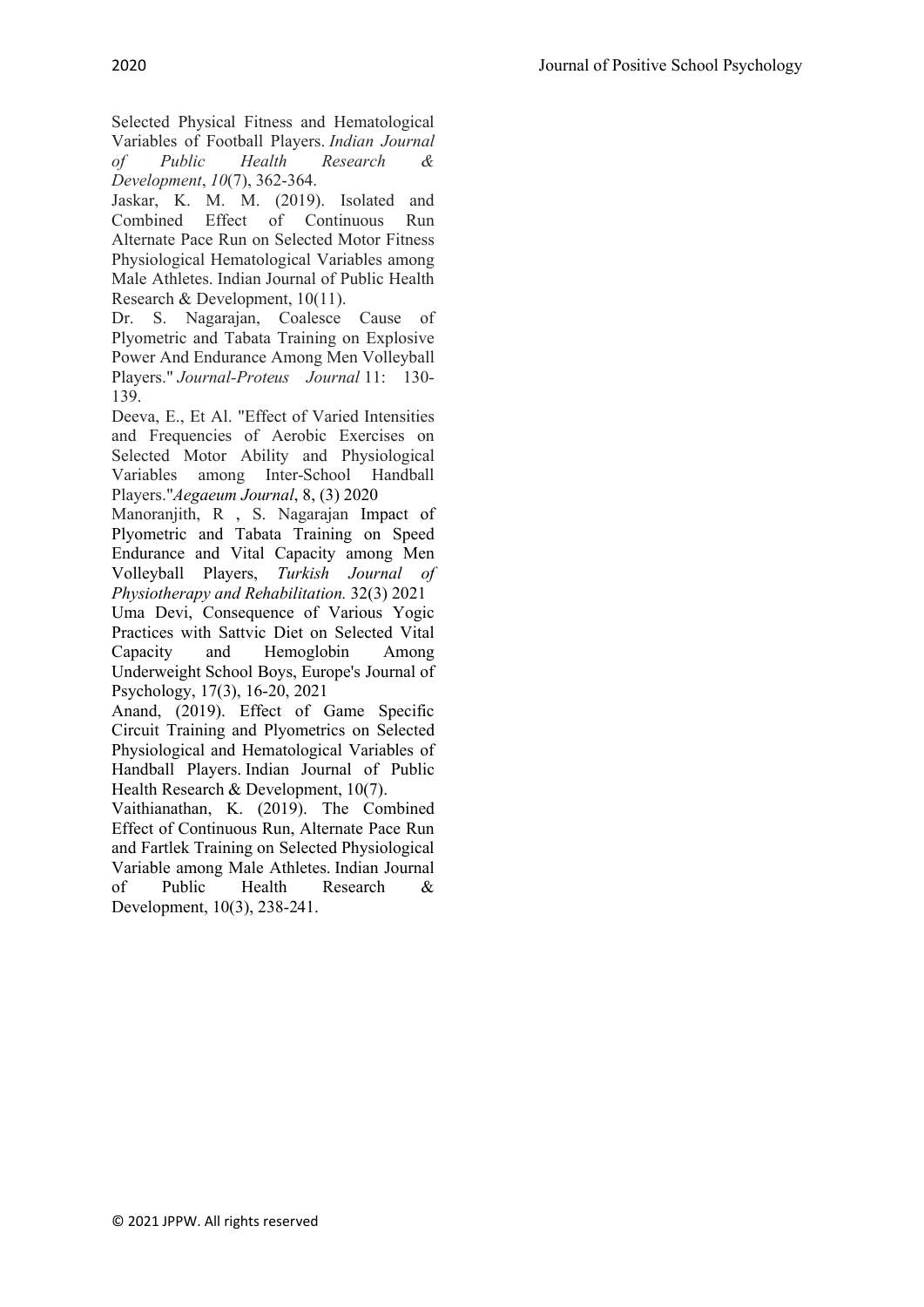Selected Physical Fitness and Hematological Variables of Football Players. *Indian Journal of Public Health Research & Development*, *10*(7), 362-364.

Jaskar, K. M. M. (2019). Isolated and Combined Effect of Continuous Run Alternate Pace Run on Selected Motor Fitness Physiological Hematological Variables among Male Athletes. Indian Journal of Public Health Research & Development, 10(11).

Dr. S. Nagarajan, Coalesce Cause of Plyometric and Tabata Training on Explosive Power And Endurance Among Men Volleyball Players." *Journal-Proteus Journal* 11: 130-139.

Deeva, E., Et Al. "Effect of Varied Intensities and Frequencies of Aerobic Exercises on Selected Motor Ability and Physiological Variables among Inter-School Handball Players."*Aegaeum Journal*, 8, (3) 2020

Manoranjith, R , S. Nagarajan Impact of Plyometric and Tabata Training on Speed Endurance and Vital Capacity among Men Volleyball Players, *Turkish Journal of Physiotherapy and Rehabilitation.* 32(3) 2021

Uma Devi, Consequence of Various Yogic Practices with Sattvic Diet on Selected Vital Capacity and Hemoglobin Among Underweight School Boys, Europe's Journal of Psychology, 17(3), 16-20, 2021

Anand, (2019). Effect of Game Specific Circuit Training and Plyometrics on Selected Physiological and Hematological Variables of Handball Players. Indian Journal of Public Health Research & Development, 10(7).

Vaithianathan, K. (2019). The Combined Effect of Continuous Run, Alternate Pace Run and Fartlek Training on Selected Physiological Variable among Male Athletes. Indian Journal of Public Health Research & Development, 10(3), 238-241.